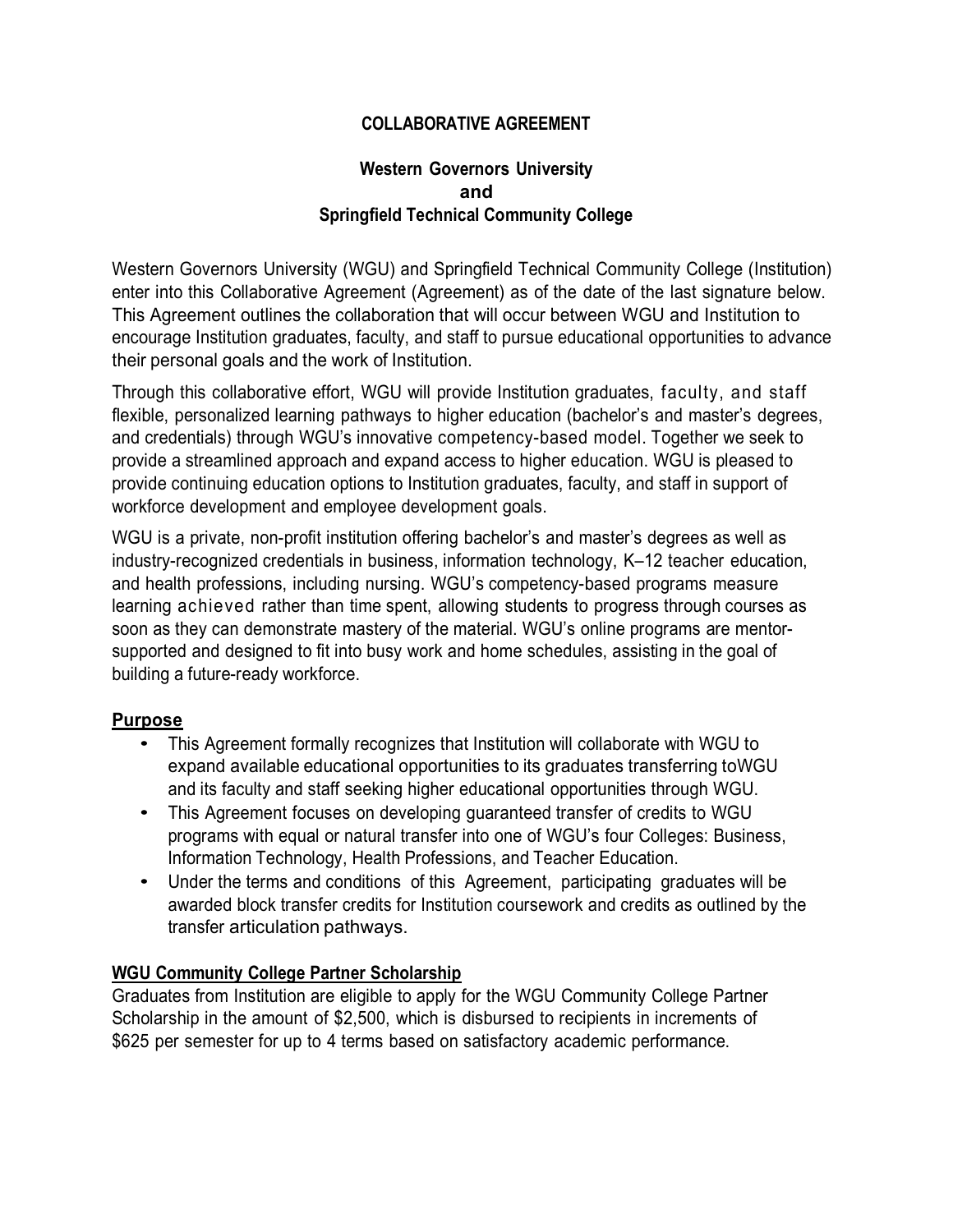# COLLABORATIVE AGREEMENT

## Western Governors University and Springfield Technical Community College

Western Governors University (WGU) and Springfield Technical Community College (Institution) enter into this Collaborative Agreement (Agreement) as of the date of the last signature below. This Agreement outlines the collaboration that will occur between WGU and Institution to encourage Institution graduates, faculty, and staff to pursue educational opportunities to advance their personal goals and the work of Institution.

Through this collaborative effort, WGU will provide Institution graduates, faculty, and staff flexible, personalized learning pathways to higher education (bachelor's and master's degrees, and credentials) through WGU's innovative competency-based model. Together we seek to provide a streamlined approach and expand access to higher education. WGU is pleased to provide continuing education options to Institution graduates, faculty, and staff in support of workforce development and employee development goals.

WGU is a private, non-profit institution offering bachelor's and master's degrees as well as industry-recognized credentials in business, information technology, K–12 teacher education, and health professions, including nursing. WGU's competency-based programs measure learning achieved rather than time spent, allowing students to progress through courses as soon as they can demonstrate mastery of the material. WGU's online programs are mentor-supported and designed to fit into busy work and home schedules, assisting in the goal of building a future-ready workforce.

### Purpose

- This Agreement formally recognizes that Institution will collaborate with WGU to expand available educational opportunities to its graduates transferring toWGU and its faculty and staff seeking higher educational opportunities through WGU.
- This Agreement focuses on developing guaranteed transfer of credits to WGU programs with equal or natural transfer into one of WGU's four Colleges: Business, Information Technology, Health Professions, and Teacher Education.
- Under the terms and conditions of this Agreement, participating graduates will be awarded block transfer credits for Institution coursework and credits as outlined by the transfer articulation pathways.

### WGU Community College Partner Scholarship

Graduates from Institution are eligible to apply for the WGU Community College Partner Scholarship in the amount of $2,500, which is disbursed to recipients in increments of $625 per semester for up to 4 terms based on satisfactory academic performance.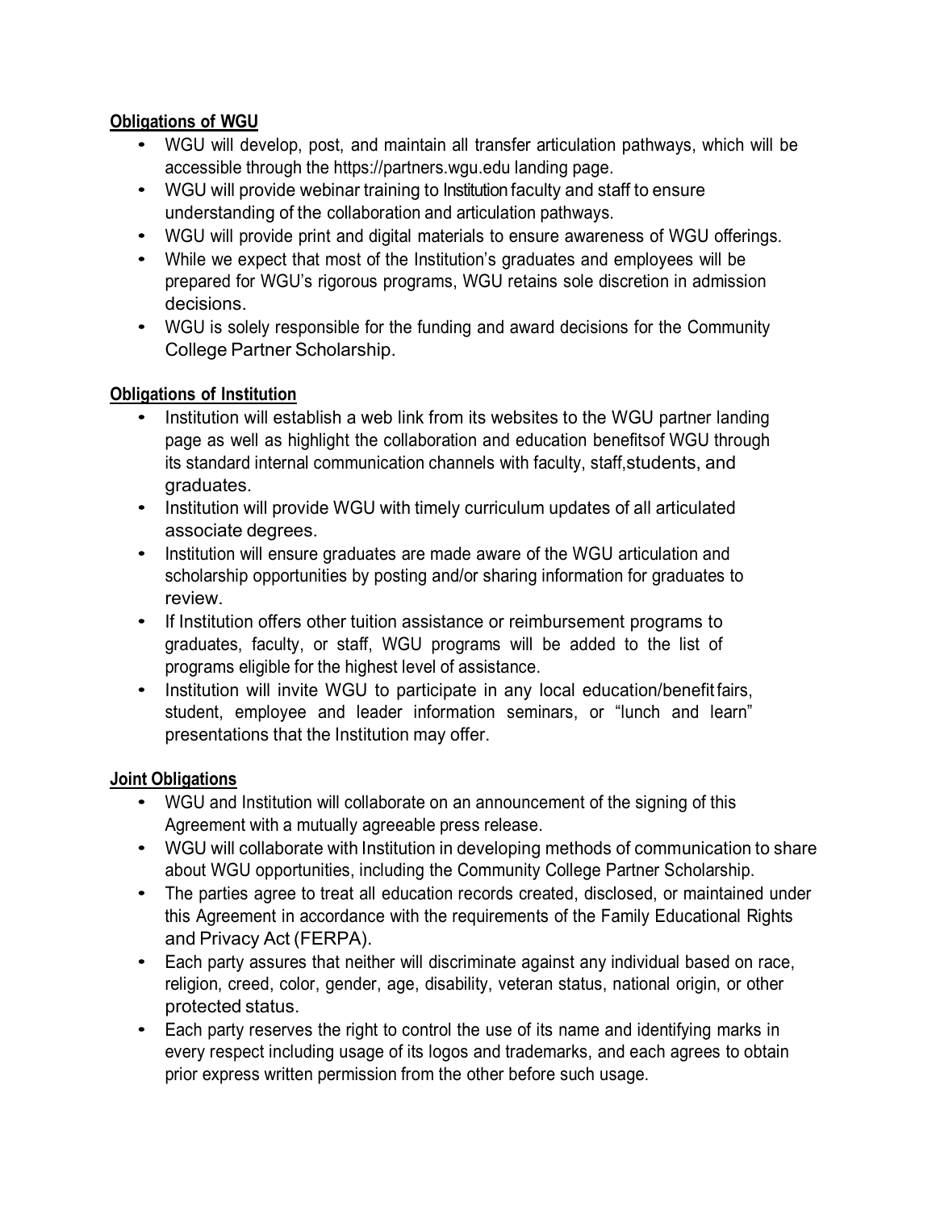**Obligations of WGU**

- WGU will develop, post, and maintain all transfer articulation pathways, which will be accessible through the https://partners.wgu.edu landing page.
- WGU will provide webinar training to Institution faculty and staff to ensure understanding of the collaboration and articulation pathways.
- WGU will provide print and digital materials to ensure awareness of WGU offerings.
- While we expect that most of the Institution's graduates and employees will be prepared for WGU's rigorous programs, WGU retains sole discretion in admission decisions.
- WGU is solely responsible for the funding and award decisions for the Community College Partner Scholarship.

**Obligations of Institution**

- Institution will establish a web link from its websites to the WGU partner landing page as well as highlight the collaboration and education benefitsof WGU through its standard internal communication channels with faculty, staff,students, and graduates.
- Institution will provide WGU with timely curriculum updates of all articulated associate degrees.
- Institution will ensure graduates are made aware of the WGU articulation and scholarship opportunities by posting and/or sharing information for graduates to review.
- If Institution offers other tuition assistance or reimbursement programs to graduates, faculty, or staff, WGU programs will be added to the list of programs eligible for the highest level of assistance.
- Institution will invite WGU to participate in any local education/benefit fairs, student, employee and leader information seminars, or "lunch and learn" presentations that the Institution may offer.

**Joint Obligations**

- WGU and Institution will collaborate on an announcement of the signing of this Agreement with a mutually agreeable press release.
- WGU will collaborate with Institution in developing methods of communication to share about WGU opportunities, including the Community College Partner Scholarship.
- The parties agree to treat all education records created, disclosed, or maintained under this Agreement in accordance with the requirements of the Family Educational Rights and Privacy Act (FERPA).
- Each party assures that neither will discriminate against any individual based on race, religion, creed, color, gender, age, disability, veteran status, national origin, or other protected status.
- Each party reserves the right to control the use of its name and identifying marks in every respect including usage of its logos and trademarks, and each agrees to obtain prior express written permission from the other before such usage.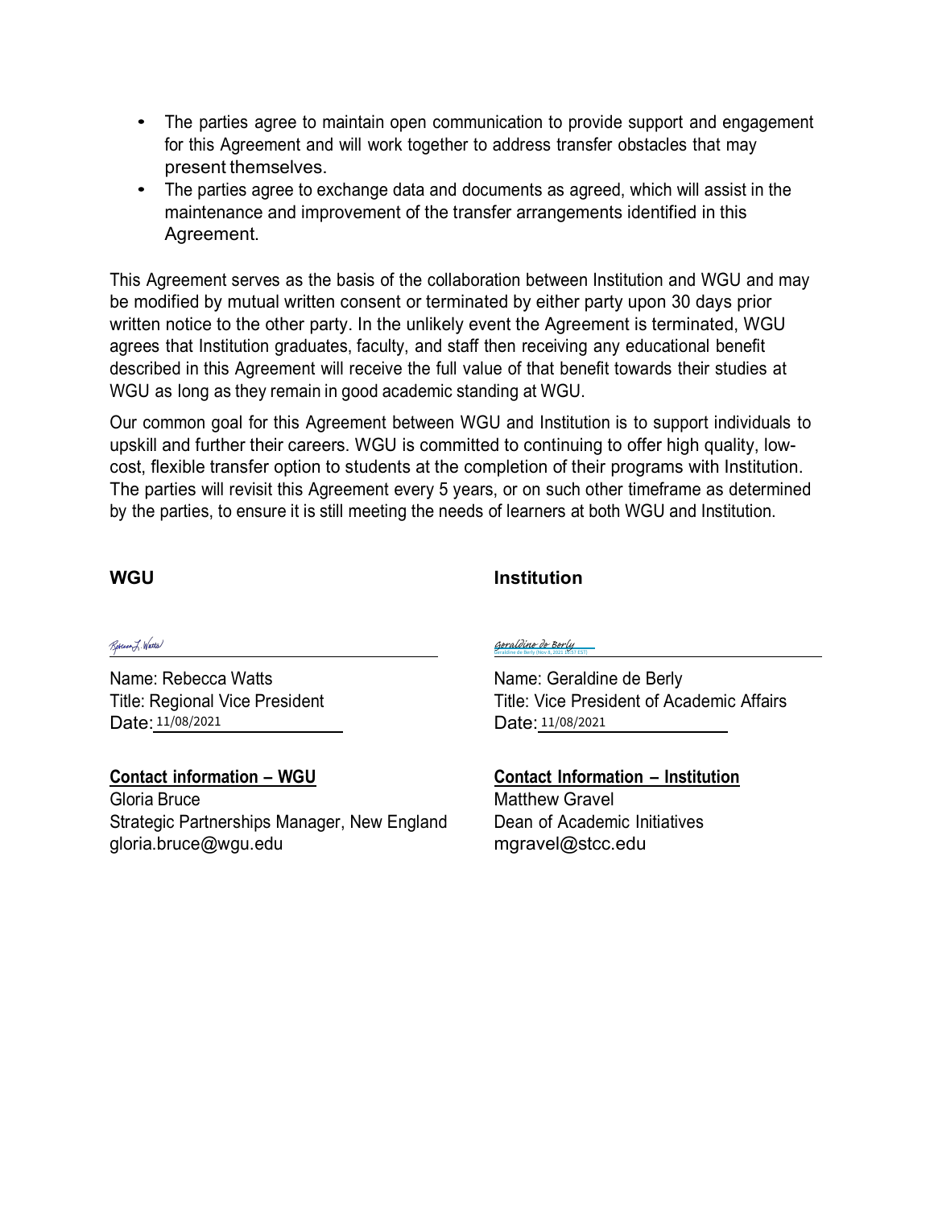- The parties agree to maintain open communication to provide support and engagement for this Agreement and will work together to address transfer obstacles that may present themselves.
- The parties agree to exchange data and documents as agreed, which will assist in the maintenance and improvement of the transfer arrangements identified in this Agreement.

This Agreement serves as the basis of the collaboration between Institution and WGU and may be modified by mutual written consent or terminated by either party upon 30 days prior written notice to the other party. In the unlikely event the Agreement is terminated, WGU agrees that Institution graduates, faculty, and staff then receiving any educational benefit described in this Agreement will receive the full value of that benefit towards their studies at WGU as long as they remain in good academic standing at WGU.

Our common goal for this Agreement between WGU and Institution is to support individuals to upskill and further their careers. WGU is committed to continuing to offer high quality, low-cost, flexible transfer option to students at the completion of their programs with Institution. The parties will revisit this Agreement every 5 years, or on such other timeframe as determined by the parties, to ensure it is still meeting the needs of learners at both WGU and Institution.

**WGU**

Rebecca L. Watts

Name: Rebecca Watts
Title: Regional Vice President
Date: 11/08/2021

**Contact information – WGU**

Gloria Bruce
Strategic Partnerships Manager, New England
gloria.bruce@wgu.edu

**Institution**

Geraldine de Berly
Geraldine de Berly (Nov 8, 2021 16:47 EST)

Name: Geraldine de Berly
Title: Vice President of Academic Affairs
Date: 11/08/2021

**Contact Information – Institution**

Matthew Gravel
Dean of Academic Initiatives
mgravel@stcc.edu